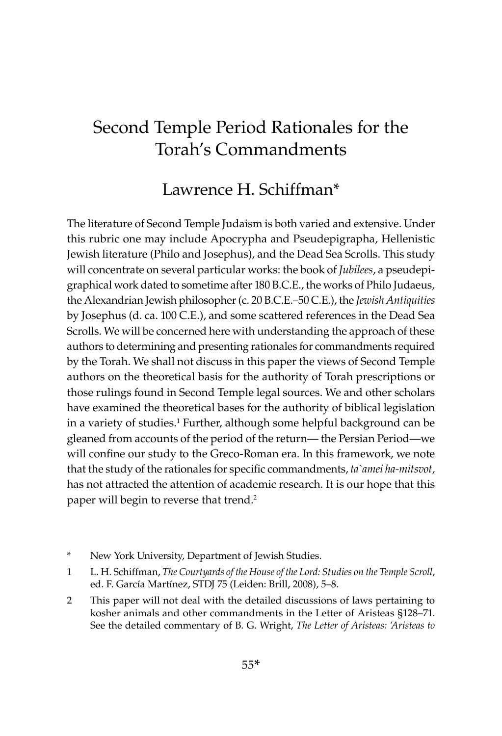# Second Temple Period Rationales for the Torah's Commandments

## Lawrence H. Schiffman*

The literature of Second Temple Judaism is both varied and extensive. Under this rubric one may include Apocrypha and Pseudepigrapha, Hellenistic Jewish literature (Philo and Josephus), and the Dead Sea Scrolls. This study will concentrate on several particular works: the book of *Jubilees*, a pseudepigraphical work dated to sometime after 180 B.C.E., the works of Philo Judaeus, the Alexandrian Jewish philosopher (c. 20 B.C.E.–50 C.E.), the *Jewish Antiquities* by Josephus (d. ca. 100 C.E.), and some scattered references in the Dead Sea Scrolls. We will be concerned here with understanding the approach of these authors to determining and presenting rationales for commandments required by the Torah. We shall not discuss in this paper the views of Second Temple authors on the theoretical basis for the authority of Torah prescriptions or those rulings found in Second Temple legal sources. We and other scholars have examined the theoretical bases for the authority of biblical legislation in a variety of studies.[1] Further, although some helpful background can be gleaned from accounts of the period of the return— the Persian Period—we will confine our study to the Greco-Roman era. In this framework, we note that the study of the rationales for specific commandments, *ta`amei ha-mitsvot*, has not attracted the attention of academic research. It is our hope that this paper will begin to reverse that trend.[2]

---

\* New York University, Department of Jewish Studies.

1 L. H. Schiffman, *The Courtyards of the House of the Lord: Studies on the Temple Scroll*, ed. F. García Martínez, STDJ 75 (Leiden: Brill, 2008), 5–8.

2 This paper will not deal with the detailed discussions of laws pertaining to kosher animals and other commandments in the Letter of Aristeas §128–71. See the detailed commentary of B. G. Wright, *The Letter of Aristeas: 'Aristeas to*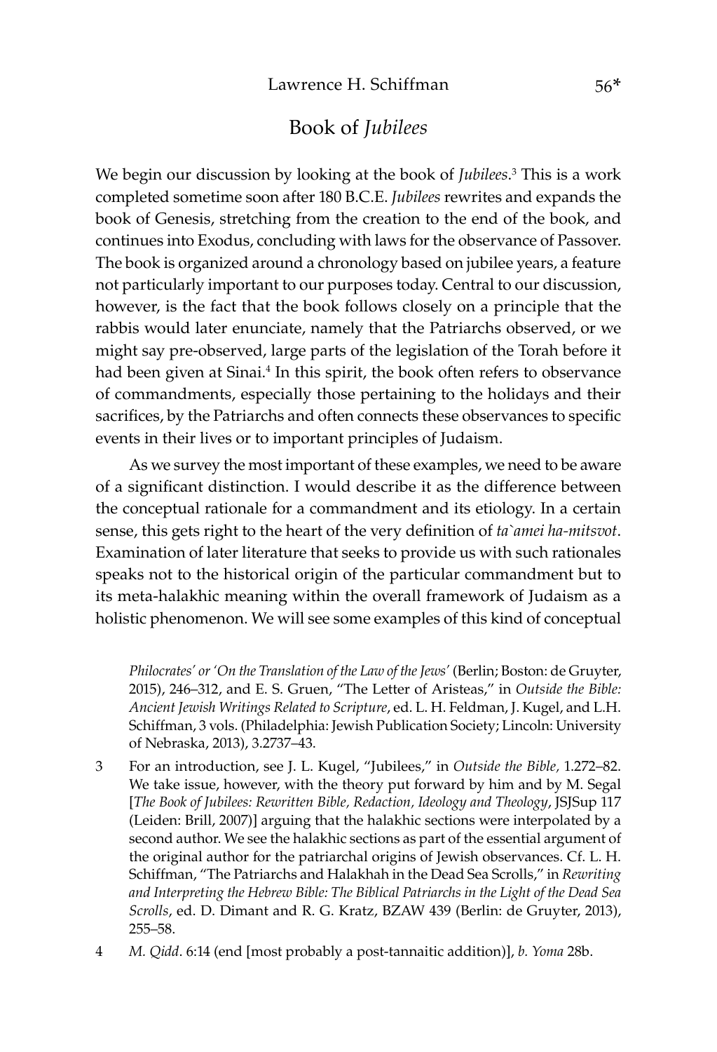## Book of *Jubilees*

We begin our discussion by looking at the book of *Jubilees*.[3] This is a work completed sometime soon after 180 B.C.E. *Jubilees* rewrites and expands the book of Genesis, stretching from the creation to the end of the book, and continues into Exodus, concluding with laws for the observance of Passover. The book is organized around a chronology based on jubilee years, a feature not particularly important to our purposes today. Central to our discussion, however, is the fact that the book follows closely on a principle that the rabbis would later enunciate, namely that the Patriarchs observed, or we might say pre-observed, large parts of the legislation of the Torah before it had been given at Sinai.[4] In this spirit, the book often refers to observance of commandments, especially those pertaining to the holidays and their sacrifices, by the Patriarchs and often connects these observances to specific events in their lives or to important principles of Judaism.

As we survey the most important of these examples, we need to be aware of a significant distinction. I would describe it as the difference between the conceptual rationale for a commandment and its etiology. In a certain sense, this gets right to the heart of the very definition of *ta`amei ha-mitsvot*. Examination of later literature that seeks to provide us with such rationales speaks not to the historical origin of the particular commandment but to its meta-halakhic meaning within the overall framework of Judaism as a holistic phenomenon. We will see some examples of this kind of conceptual

*Philocrates' or 'On the Translation of the Law of the Jews'* (Berlin; Boston: de Gruyter, 2015), 246–312, and E. S. Gruen, "The Letter of Aristeas," in *Outside the Bible: Ancient Jewish Writings Related to Scripture*, ed. L. H. Feldman, J. Kugel, and L.H. Schiffman, 3 vols. (Philadelphia: Jewish Publication Society; Lincoln: University of Nebraska, 2013), 3.2737–43.

3 For an introduction, see J. L. Kugel, "Jubilees," in *Outside the Bible,* 1.272–82. We take issue, however, with the theory put forward by him and by M. Segal [*The Book of Jubilees: Rewritten Bible, Redaction, Ideology and Theology*, JSJSup 117 (Leiden: Brill, 2007)] arguing that the halakhic sections were interpolated by a second author. We see the halakhic sections as part of the essential argument of the original author for the patriarchal origins of Jewish observances. Cf. L. H. Schiffman, "The Patriarchs and Halakhah in the Dead Sea Scrolls," in *Rewriting and Interpreting the Hebrew Bible: The Biblical Patriarchs in the Light of the Dead Sea Scrolls*, ed. D. Dimant and R. G. Kratz, BZAW 439 (Berlin: de Gruyter, 2013), 255–58.

4 *M. Qidd*. 6:14 (end [most probably a post-tannaitic addition)], *b. Yoma* 28b.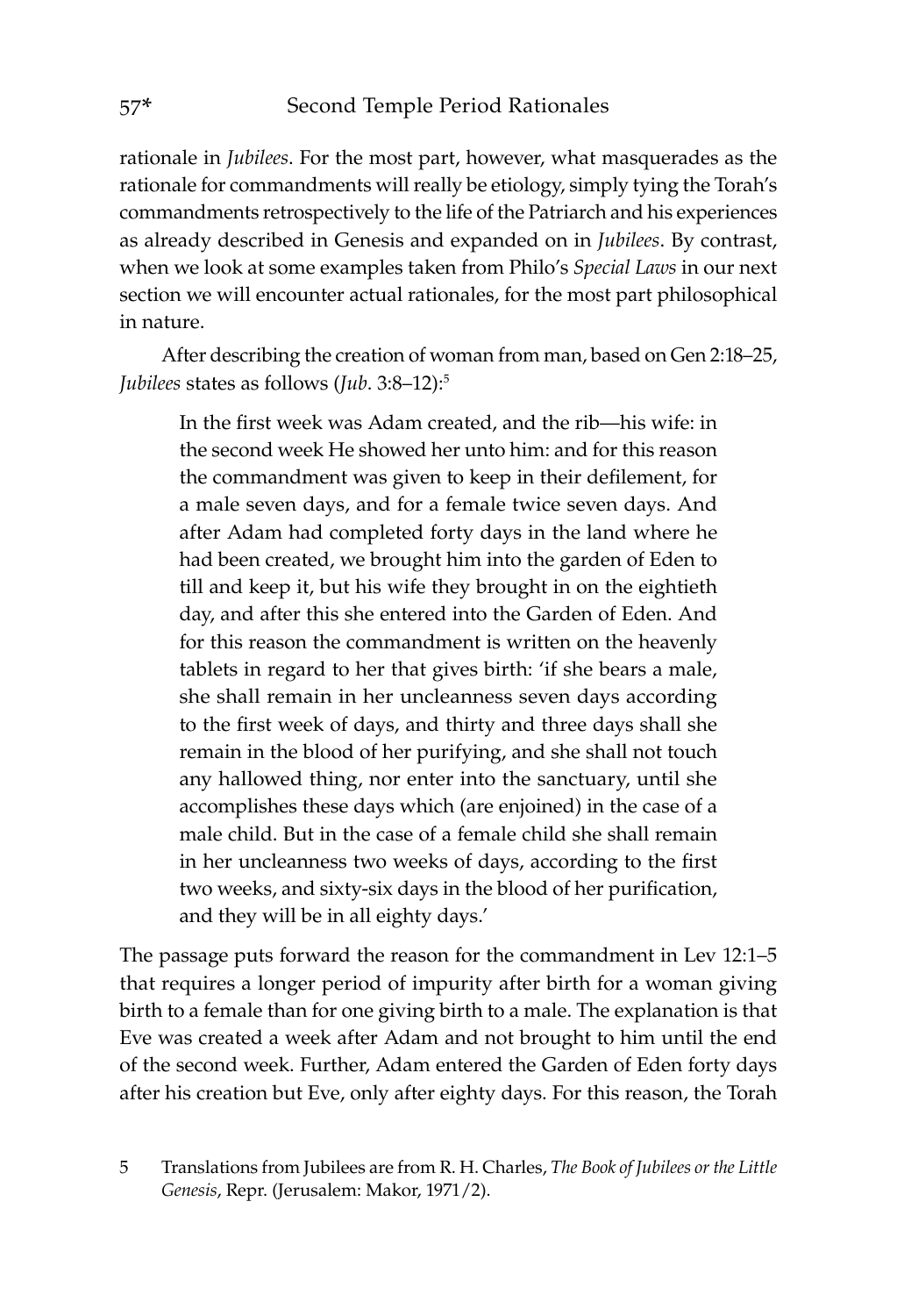rationale in *Jubilees*. For the most part, however, what masquerades as the rationale for commandments will really be etiology, simply tying the Torah's commandments retrospectively to the life of the Patriarch and his experiences as already described in Genesis and expanded on in *Jubilees*. By contrast, when we look at some examples taken from Philo's *Special Laws* in our next section we will encounter actual rationales, for the most part philosophical in nature.

After describing the creation of woman from man, based on Gen 2:18–25, *Jubilees* states as follows (*Jub*. 3:8–12):[5]

> In the first week was Adam created, and the rib—his wife: in the second week He showed her unto him: and for this reason the commandment was given to keep in their defilement, for a male seven days, and for a female twice seven days. And after Adam had completed forty days in the land where he had been created, we brought him into the garden of Eden to till and keep it, but his wife they brought in on the eightieth day, and after this she entered into the Garden of Eden. And for this reason the commandment is written on the heavenly tablets in regard to her that gives birth: 'if she bears a male, she shall remain in her uncleanness seven days according to the first week of days, and thirty and three days shall she remain in the blood of her purifying, and she shall not touch any hallowed thing, nor enter into the sanctuary, until she accomplishes these days which (are enjoined) in the case of a male child. But in the case of a female child she shall remain in her uncleanness two weeks of days, according to the first two weeks, and sixty-six days in the blood of her purification, and they will be in all eighty days.'

The passage puts forward the reason for the commandment in Lev 12:1–5 that requires a longer period of impurity after birth for a woman giving birth to a female than for one giving birth to a male. The explanation is that Eve was created a week after Adam and not brought to him until the end of the second week. Further, Adam entered the Garden of Eden forty days after his creation but Eve, only after eighty days. For this reason, the Torah

5 Translations from Jubilees are from R. H. Charles, *The Book of Jubilees or the Little Genesis*, Repr. (Jerusalem: Makor, 1971/2).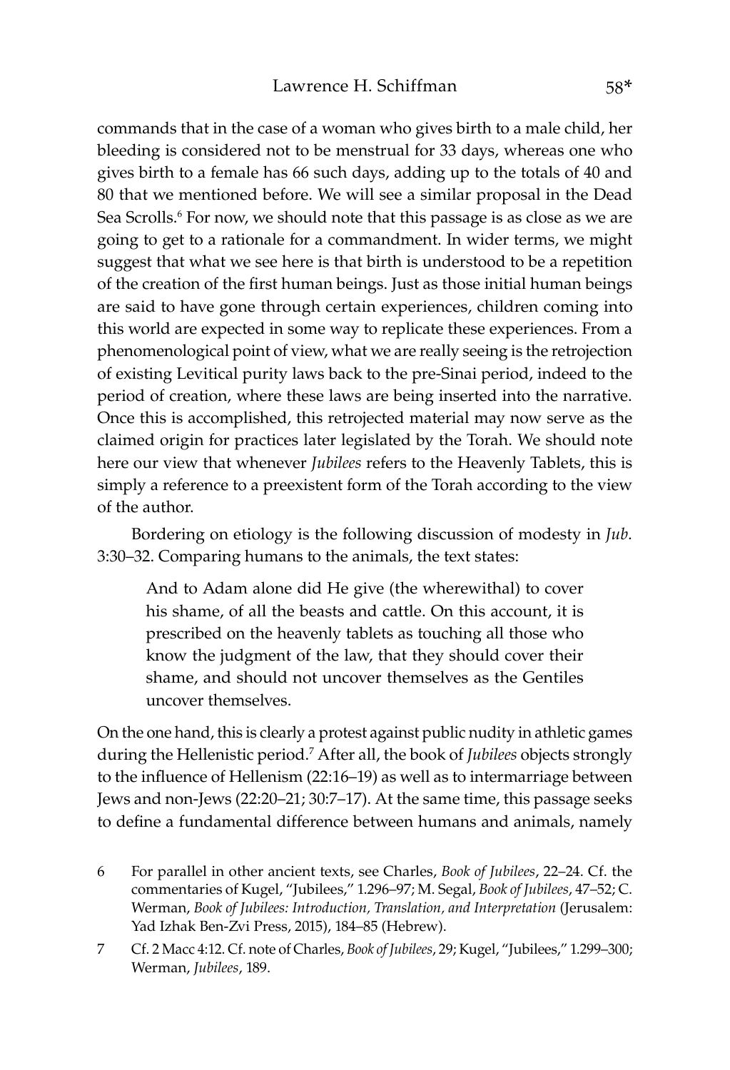commands that in the case of a woman who gives birth to a male child, her bleeding is considered not to be menstrual for 33 days, whereas one who gives birth to a female has 66 such days, adding up to the totals of 40 and 80 that we mentioned before. We will see a similar proposal in the Dead Sea Scrolls.[6] For now, we should note that this passage is as close as we are going to get to a rationale for a commandment. In wider terms, we might suggest that what we see here is that birth is understood to be a repetition of the creation of the first human beings. Just as those initial human beings are said to have gone through certain experiences, children coming into this world are expected in some way to replicate these experiences. From a phenomenological point of view, what we are really seeing is the retrojection of existing Levitical purity laws back to the pre-Sinai period, indeed to the period of creation, where these laws are being inserted into the narrative. Once this is accomplished, this retrojected material may now serve as the claimed origin for practices later legislated by the Torah. We should note here our view that whenever *Jubilees* refers to the Heavenly Tablets, this is simply a reference to a preexistent form of the Torah according to the view of the author.

Bordering on etiology is the following discussion of modesty in *Jub.* 3:30–32. Comparing humans to the animals, the text states:

> And to Adam alone did He give (the wherewithal) to cover his shame, of all the beasts and cattle. On this account, it is prescribed on the heavenly tablets as touching all those who know the judgment of the law, that they should cover their shame, and should not uncover themselves as the Gentiles uncover themselves.

On the one hand, this is clearly a protest against public nudity in athletic games during the Hellenistic period.[7] After all, the book of *Jubilees* objects strongly to the influence of Hellenism (22:16–19) as well as to intermarriage between Jews and non-Jews (22:20–21; 30:7–17). At the same time, this passage seeks to define a fundamental difference between humans and animals, namely

6 For parallel in other ancient texts, see Charles, *Book of Jubilees*, 22–24. Cf. the commentaries of Kugel, "Jubilees," 1.296–97; M. Segal, *Book of Jubilees*, 47–52; C. Werman, *Book of Jubilees: Introduction, Translation, and Interpretation* (Jerusalem: Yad Izhak Ben-Zvi Press, 2015), 184–85 (Hebrew).

7 Cf. 2 Macc 4:12. Cf. note of Charles, *Book of Jubilees*, 29; Kugel, "Jubilees," 1.299–300; Werman, *Jubilees*, 189.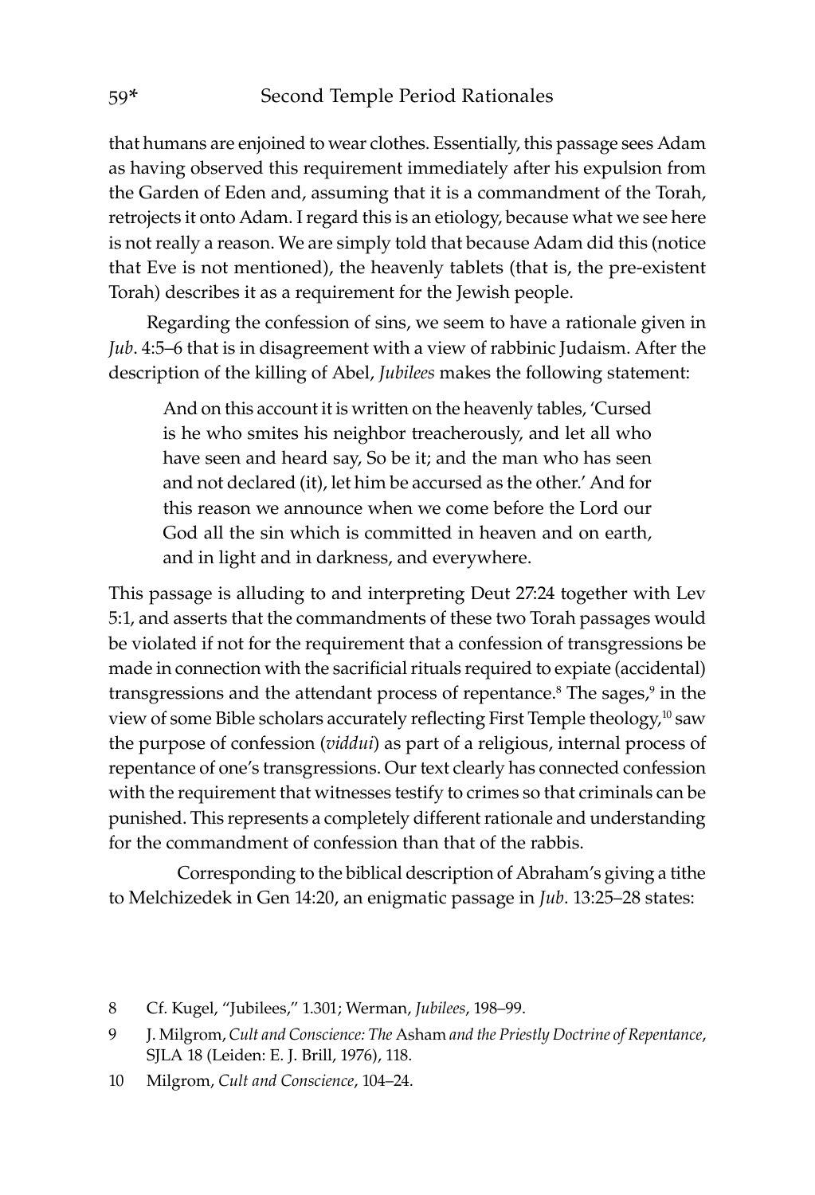that humans are enjoined to wear clothes. Essentially, this passage sees Adam as having observed this requirement immediately after his expulsion from the Garden of Eden and, assuming that it is a commandment of the Torah, retrojects it onto Adam. I regard this is an etiology, because what we see here is not really a reason. We are simply told that because Adam did this (notice that Eve is not mentioned), the heavenly tablets (that is, the pre-existent Torah) describes it as a requirement for the Jewish people.

Regarding the confession of sins, we seem to have a rationale given in *Jub*. 4:5–6 that is in disagreement with a view of rabbinic Judaism. After the description of the killing of Abel, *Jubilees* makes the following statement:

> And on this account it is written on the heavenly tables, 'Cursed is he who smites his neighbor treacherously, and let all who have seen and heard say, So be it; and the man who has seen and not declared (it), let him be accursed as the other.' And for this reason we announce when we come before the Lord our God all the sin which is committed in heaven and on earth, and in light and in darkness, and everywhere.

This passage is alluding to and interpreting Deut 27:24 together with Lev 5:1, and asserts that the commandments of these two Torah passages would be violated if not for the requirement that a confession of transgressions be made in connection with the sacrificial rituals required to expiate (accidental) transgressions and the attendant process of repentance.[8] The sages,[9] in the view of some Bible scholars accurately reflecting First Temple theology,[10] saw the purpose of confession (*viddui*) as part of a religious, internal process of repentance of one's transgressions. Our text clearly has connected confession with the requirement that witnesses testify to crimes so that criminals can be punished. This represents a completely different rationale and understanding for the commandment of confession than that of the rabbis.

Corresponding to the biblical description of Abraham's giving a tithe to Melchizedek in Gen 14:20, an enigmatic passage in *Jub*. 13:25–28 states:

8 Cf. Kugel, "Jubilees," 1.301; Werman, *Jubilees*, 198–99.

9 J. Milgrom, *Cult and Conscience: The* Asham *and the Priestly Doctrine of Repentance*, SJLA 18 (Leiden: E. J. Brill, 1976), 118.

10 Milgrom, *Cult and Conscience*, 104–24.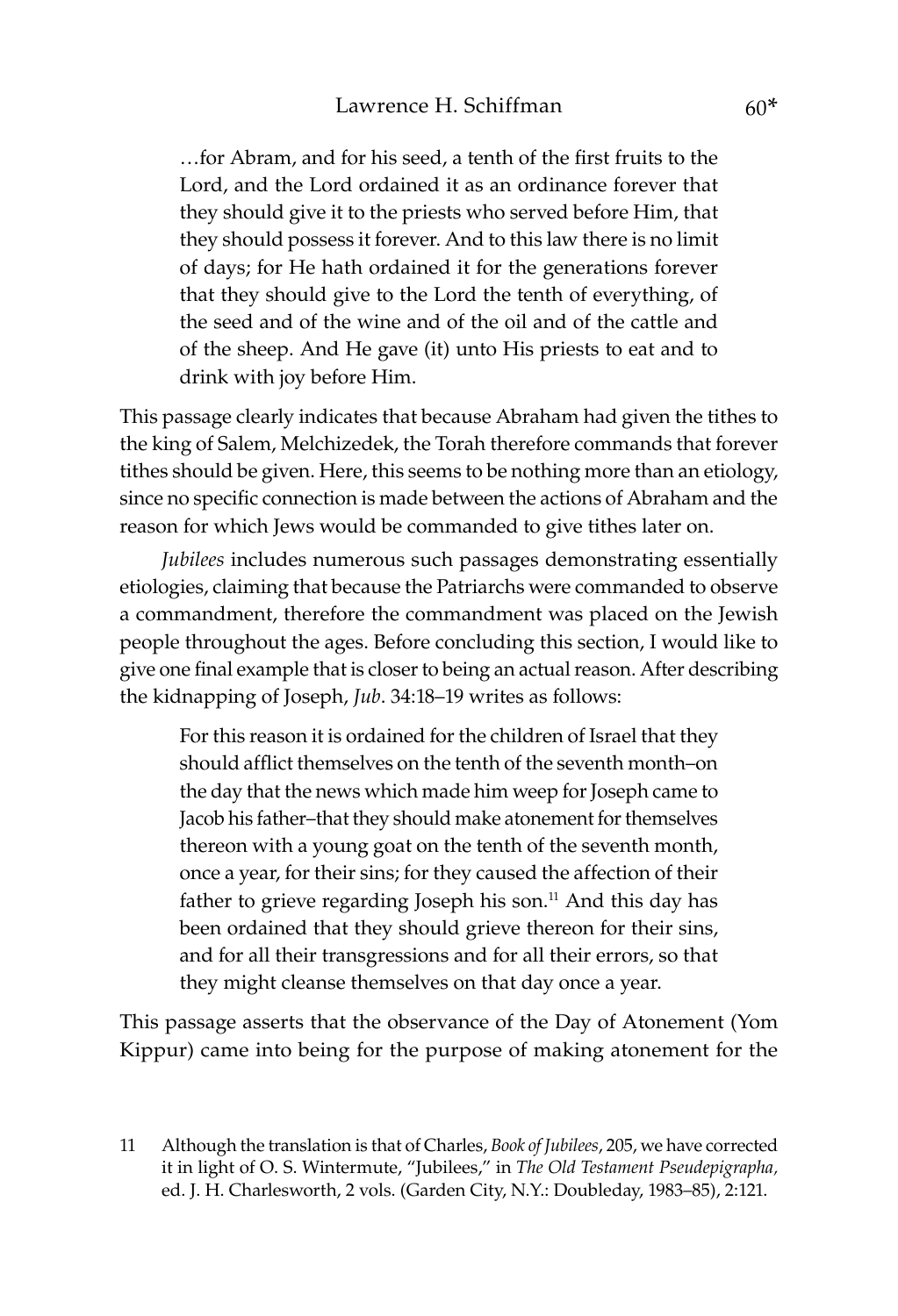> …for Abram, and for his seed, a tenth of the first fruits to the Lord, and the Lord ordained it as an ordinance forever that they should give it to the priests who served before Him, that they should possess it forever. And to this law there is no limit of days; for He hath ordained it for the generations forever that they should give to the Lord the tenth of everything, of the seed and of the wine and of the oil and of the cattle and of the sheep. And He gave (it) unto His priests to eat and to drink with joy before Him.

This passage clearly indicates that because Abraham had given the tithes to the king of Salem, Melchizedek, the Torah therefore commands that forever tithes should be given. Here, this seems to be nothing more than an etiology, since no specific connection is made between the actions of Abraham and the reason for which Jews would be commanded to give tithes later on.

*Jubilees* includes numerous such passages demonstrating essentially etiologies, claiming that because the Patriarchs were commanded to observe a commandment, therefore the commandment was placed on the Jewish people throughout the ages. Before concluding this section, I would like to give one final example that is closer to being an actual reason. After describing the kidnapping of Joseph, *Jub*. 34:18–19 writes as follows:

> For this reason it is ordained for the children of Israel that they should afflict themselves on the tenth of the seventh month–on the day that the news which made him weep for Joseph came to Jacob his father–that they should make atonement for themselves thereon with a young goat on the tenth of the seventh month, once a year, for their sins; for they caused the affection of their father to grieve regarding Joseph his son.[11] And this day has been ordained that they should grieve thereon for their sins, and for all their transgressions and for all their errors, so that they might cleanse themselves on that day once a year.

This passage asserts that the observance of the Day of Atonement (Yom Kippur) came into being for the purpose of making atonement for the

11 Although the translation is that of Charles, *Book of Jubilees*, 205, we have corrected it in light of O. S. Wintermute, "Jubilees," in *The Old Testament Pseudepigrapha,* ed. J. H. Charlesworth, 2 vols. (Garden City, N.Y.: Doubleday, 1983–85), 2:121.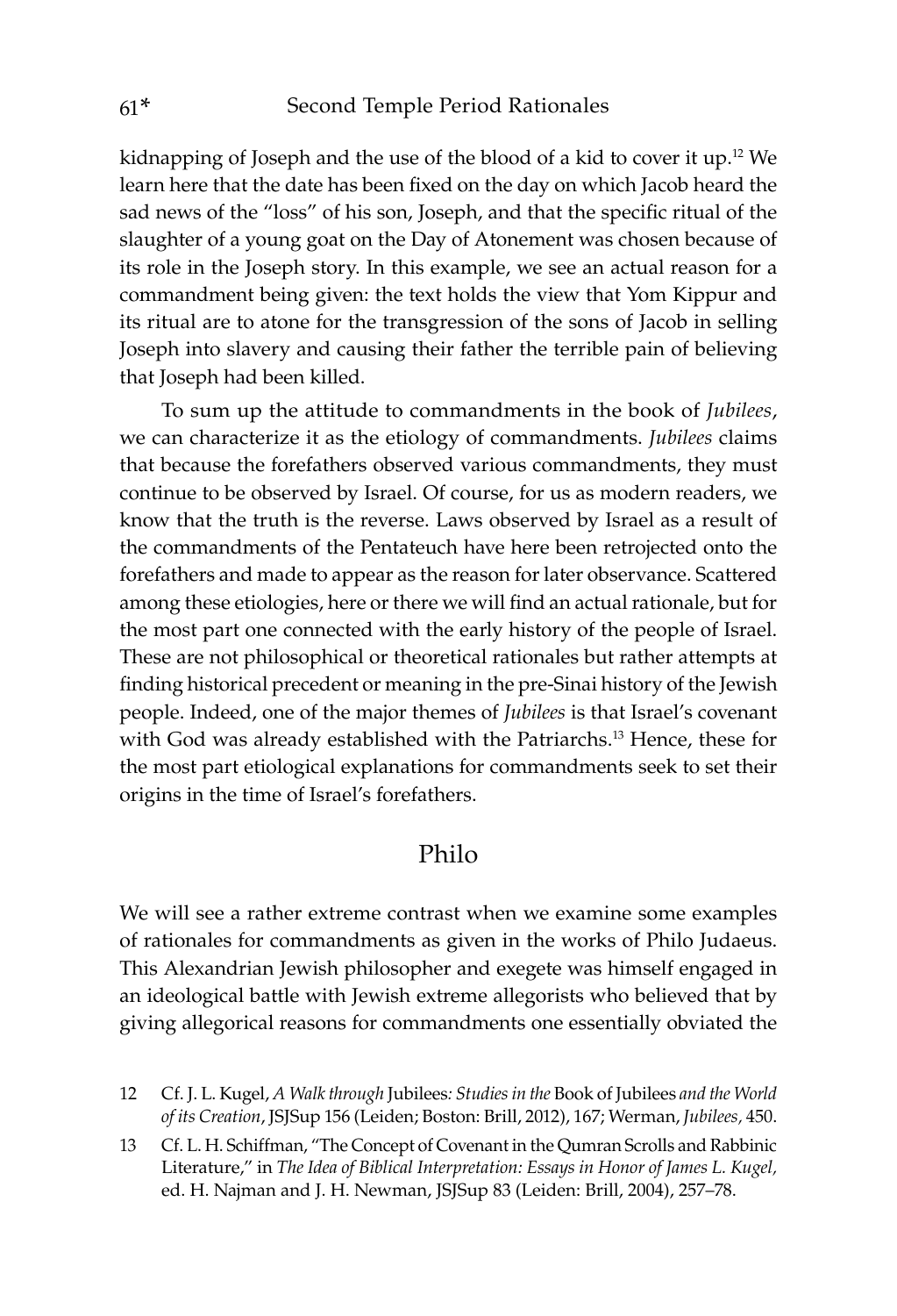kidnapping of Joseph and the use of the blood of a kid to cover it up.[12] We learn here that the date has been fixed on the day on which Jacob heard the sad news of the "loss" of his son, Joseph, and that the specific ritual of the slaughter of a young goat on the Day of Atonement was chosen because of its role in the Joseph story. In this example, we see an actual reason for a commandment being given: the text holds the view that Yom Kippur and its ritual are to atone for the transgression of the sons of Jacob in selling Joseph into slavery and causing their father the terrible pain of believing that Joseph had been killed.

To sum up the attitude to commandments in the book of *Jubilees*, we can characterize it as the etiology of commandments. *Jubilees* claims that because the forefathers observed various commandments, they must continue to be observed by Israel. Of course, for us as modern readers, we know that the truth is the reverse. Laws observed by Israel as a result of the commandments of the Pentateuch have here been retrojected onto the forefathers and made to appear as the reason for later observance. Scattered among these etiologies, here or there we will find an actual rationale, but for the most part one connected with the early history of the people of Israel. These are not philosophical or theoretical rationales but rather attempts at finding historical precedent or meaning in the pre-Sinai history of the Jewish people. Indeed, one of the major themes of *Jubilees* is that Israel's covenant with God was already established with the Patriarchs.[13] Hence, these for the most part etiological explanations for commandments seek to set their origins in the time of Israel's forefathers.

## Philo

We will see a rather extreme contrast when we examine some examples of rationales for commandments as given in the works of Philo Judaeus. This Alexandrian Jewish philosopher and exegete was himself engaged in an ideological battle with Jewish extreme allegorists who believed that by giving allegorical reasons for commandments one essentially obviated the

12 Cf. J. L. Kugel, *A Walk through* Jubilees*: Studies in the* Book of Jubilees *and the World of its Creation*, JSJSup 156 (Leiden; Boston: Brill, 2012), 167; Werman, *Jubilees*, 450.

13 Cf. L. H. Schiffman, "The Concept of Covenant in the Qumran Scrolls and Rabbinic Literature," in *The Idea of Biblical Interpretation: Essays in Honor of James L. Kugel*, ed. H. Najman and J. H. Newman, JSJSup 83 (Leiden: Brill, 2004), 257–78.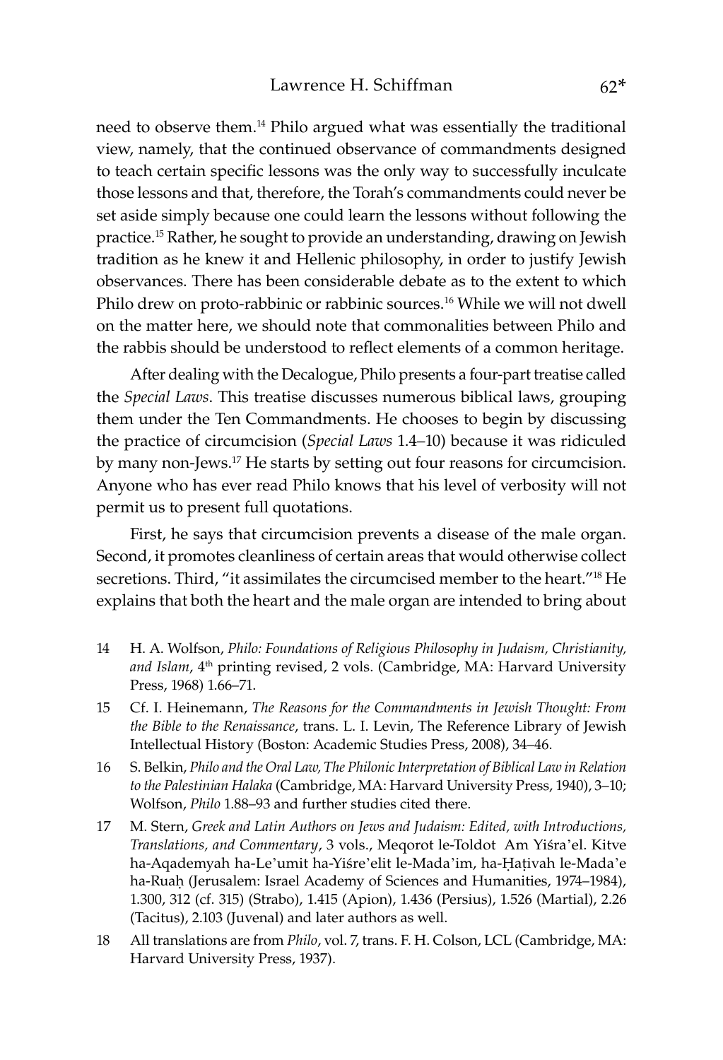need to observe them.[14] Philo argued what was essentially the traditional view, namely, that the continued observance of commandments designed to teach certain specific lessons was the only way to successfully inculcate those lessons and that, therefore, the Torah's commandments could never be set aside simply because one could learn the lessons without following the practice.[15] Rather, he sought to provide an understanding, drawing on Jewish tradition as he knew it and Hellenic philosophy, in order to justify Jewish observances. There has been considerable debate as to the extent to which Philo drew on proto-rabbinic or rabbinic sources.[16] While we will not dwell on the matter here, we should note that commonalities between Philo and the rabbis should be understood to reflect elements of a common heritage.

After dealing with the Decalogue, Philo presents a four-part treatise called the *Special Laws*. This treatise discusses numerous biblical laws, grouping them under the Ten Commandments. He chooses to begin by discussing the practice of circumcision (*Special Laws* 1.4–10) because it was ridiculed by many non-Jews.[17] He starts by setting out four reasons for circumcision. Anyone who has ever read Philo knows that his level of verbosity will not permit us to present full quotations.

First, he says that circumcision prevents a disease of the male organ. Second, it promotes cleanliness of certain areas that would otherwise collect secretions. Third, "it assimilates the circumcised member to the heart."[18] He explains that both the heart and the male organ are intended to bring about

---

14 H. A. Wolfson, *Philo: Foundations of Religious Philosophy in Judaism, Christianity, and Islam*, 4th printing revised, 2 vols. (Cambridge, MA: Harvard University Press, 1968) 1.66–71.

15 Cf. I. Heinemann, *The Reasons for the Commandments in Jewish Thought: From the Bible to the Renaissance*, trans. L. I. Levin, The Reference Library of Jewish Intellectual History (Boston: Academic Studies Press, 2008), 34–46.

16 S. Belkin, *Philo and the Oral Law, The Philonic Interpretation of Biblical Law in Relation to the Palestinian Halaka* (Cambridge, MA: Harvard University Press, 1940), 3–10; Wolfson, *Philo* 1.88–93 and further studies cited there.

17 M. Stern, *Greek and Latin Authors on Jews and Judaism: Edited, with Introductions, Translations, and Commentary*, 3 vols., Meqorot le-Toldot Am Yiśra'el. Kitve ha-Aqademyah ha-Le'umit ha-Yiśre'elit le-Mada'im, ha-Ḥaṭivah le-Mada'e ha-Ruaḥ (Jerusalem: Israel Academy of Sciences and Humanities, 1974–1984), 1.300, 312 (cf. 315) (Strabo), 1.415 (Apion), 1.436 (Persius), 1.526 (Martial), 2.26 (Tacitus), 2.103 (Juvenal) and later authors as well.

18 All translations are from *Philo*, vol. 7, trans. F. H. Colson, LCL (Cambridge, MA: Harvard University Press, 1937).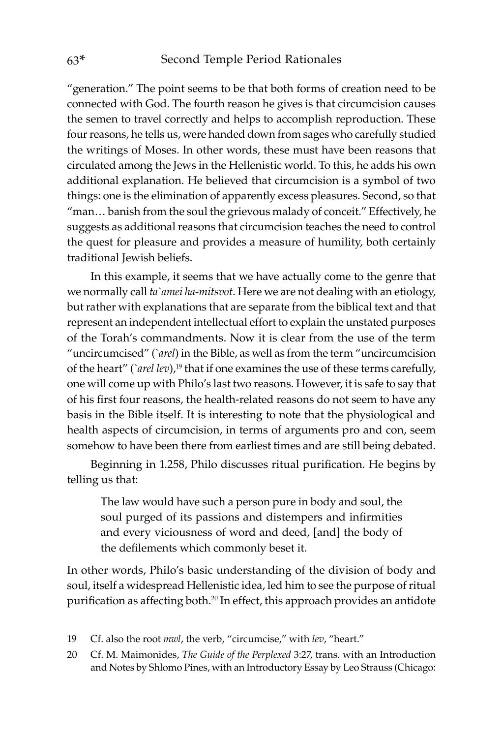"generation." The point seems to be that both forms of creation need to be connected with God. The fourth reason he gives is that circumcision causes the semen to travel correctly and helps to accomplish reproduction. These four reasons, he tells us, were handed down from sages who carefully studied the writings of Moses. In other words, these must have been reasons that circulated among the Jews in the Hellenistic world. To this, he adds his own additional explanation. He believed that circumcision is a symbol of two things: one is the elimination of apparently excess pleasures. Second, so that "man… banish from the soul the grievous malady of conceit." Effectively, he suggests as additional reasons that circumcision teaches the need to control the quest for pleasure and provides a measure of humility, both certainly traditional Jewish beliefs.

In this example, it seems that we have actually come to the genre that we normally call *ta`amei ha-mitsvot*. Here we are not dealing with an etiology, but rather with explanations that are separate from the biblical text and that represent an independent intellectual effort to explain the unstated purposes of the Torah's commandments. Now it is clear from the use of the term "uncircumcised" (*`arel*) in the Bible, as well as from the term "uncircumcision of the heart" (*`arel lev*),[19] that if one examines the use of these terms carefully, one will come up with Philo's last two reasons. However, it is safe to say that of his first four reasons, the health-related reasons do not seem to have any basis in the Bible itself. It is interesting to note that the physiological and health aspects of circumcision, in terms of arguments pro and con, seem somehow to have been there from earliest times and are still being debated.

Beginning in 1.258, Philo discusses ritual purification. He begins by telling us that:

> The law would have such a person pure in body and soul, the soul purged of its passions and distempers and infirmities and every viciousness of word and deed, [and] the body of the defilements which commonly beset it.

In other words, Philo's basic understanding of the division of body and soul, itself a widespread Hellenistic idea, led him to see the purpose of ritual purification as affecting both.[20] In effect, this approach provides an antidote

19 Cf. also the root *mwl*, the verb, "circumcise," with *lev*, "heart."

20 Cf. M. Maimonides, *The Guide of the Perplexed* 3:27, trans. with an Introduction and Notes by Shlomo Pines, with an Introductory Essay by Leo Strauss (Chicago: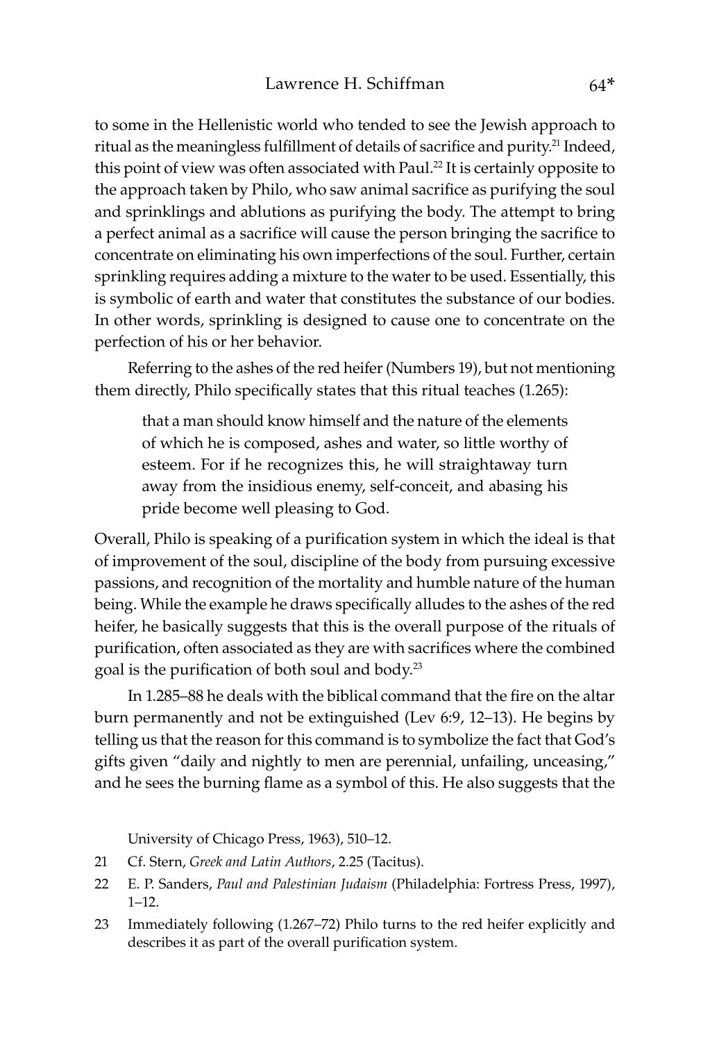to some in the Hellenistic world who tended to see the Jewish approach to ritual as the meaningless fulfillment of details of sacrifice and purity.[21] Indeed, this point of view was often associated with Paul.[22] It is certainly opposite to the approach taken by Philo, who saw animal sacrifice as purifying the soul and sprinklings and ablutions as purifying the body. The attempt to bring a perfect animal as a sacrifice will cause the person bringing the sacrifice to concentrate on eliminating his own imperfections of the soul. Further, certain sprinkling requires adding a mixture to the water to be used. Essentially, this is symbolic of earth and water that constitutes the substance of our bodies. In other words, sprinkling is designed to cause one to concentrate on the perfection of his or her behavior.

Referring to the ashes of the red heifer (Numbers 19), but not mentioning them directly, Philo specifically states that this ritual teaches (1.265):

> that a man should know himself and the nature of the elements of which he is composed, ashes and water, so little worthy of esteem. For if he recognizes this, he will straightaway turn away from the insidious enemy, self-conceit, and abasing his pride become well pleasing to God.

Overall, Philo is speaking of a purification system in which the ideal is that of improvement of the soul, discipline of the body from pursuing excessive passions, and recognition of the mortality and humble nature of the human being. While the example he draws specifically alludes to the ashes of the red heifer, he basically suggests that this is the overall purpose of the rituals of purification, often associated as they are with sacrifices where the combined goal is the purification of both soul and body.[23]

In 1.285–88 he deals with the biblical command that the fire on the altar burn permanently and not be extinguished (Lev 6:9, 12–13). He begins by telling us that the reason for this command is to symbolize the fact that God's gifts given "daily and nightly to men are perennial, unfailing, unceasing," and he sees the burning flame as a symbol of this. He also suggests that the

University of Chicago Press, 1963), 510–12.

21 Cf. Stern, *Greek and Latin Authors*, 2.25 (Tacitus).

22 E. P. Sanders, *Paul and Palestinian Judaism* (Philadelphia: Fortress Press, 1997), 1–12.

23 Immediately following (1.267–72) Philo turns to the red heifer explicitly and describes it as part of the overall purification system.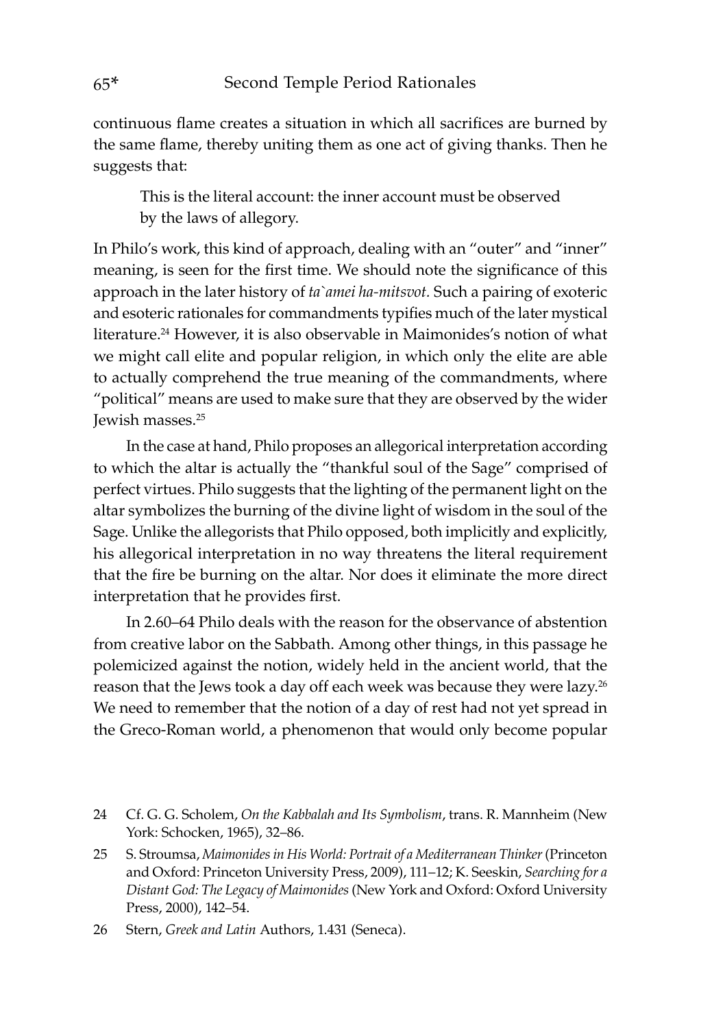continuous flame creates a situation in which all sacrifices are burned by the same flame, thereby uniting them as one act of giving thanks. Then he suggests that:

> This is the literal account: the inner account must be observed by the laws of allegory.

In Philo's work, this kind of approach, dealing with an "outer" and "inner" meaning, is seen for the first time. We should note the significance of this approach in the later history of *ta`amei ha-mitsvot.* Such a pairing of exoteric and esoteric rationales for commandments typifies much of the later mystical literature.[24] However, it is also observable in Maimonides's notion of what we might call elite and popular religion, in which only the elite are able to actually comprehend the true meaning of the commandments, where "political" means are used to make sure that they are observed by the wider Jewish masses.[25]

In the case at hand, Philo proposes an allegorical interpretation according to which the altar is actually the "thankful soul of the Sage" comprised of perfect virtues. Philo suggests that the lighting of the permanent light on the altar symbolizes the burning of the divine light of wisdom in the soul of the Sage. Unlike the allegorists that Philo opposed, both implicitly and explicitly, his allegorical interpretation in no way threatens the literal requirement that the fire be burning on the altar. Nor does it eliminate the more direct interpretation that he provides first.

In 2.60–64 Philo deals with the reason for the observance of abstention from creative labor on the Sabbath. Among other things, in this passage he polemicized against the notion, widely held in the ancient world, that the reason that the Jews took a day off each week was because they were lazy.[26] We need to remember that the notion of a day of rest had not yet spread in the Greco-Roman world, a phenomenon that would only become popular

---

24 Cf. G. G. Scholem, *On the Kabbalah and Its Symbolism*, trans. R. Mannheim (New York: Schocken, 1965), 32–86.

25 S. Stroumsa, *Maimonides in His World: Portrait of a Mediterranean Thinker* (Princeton and Oxford: Princeton University Press, 2009), 111–12; K. Seeskin, *Searching for a Distant God: The Legacy of Maimonides* (New York and Oxford: Oxford University Press, 2000), 142–54.

26 Stern, *Greek and Latin* Authors, 1.431 (Seneca).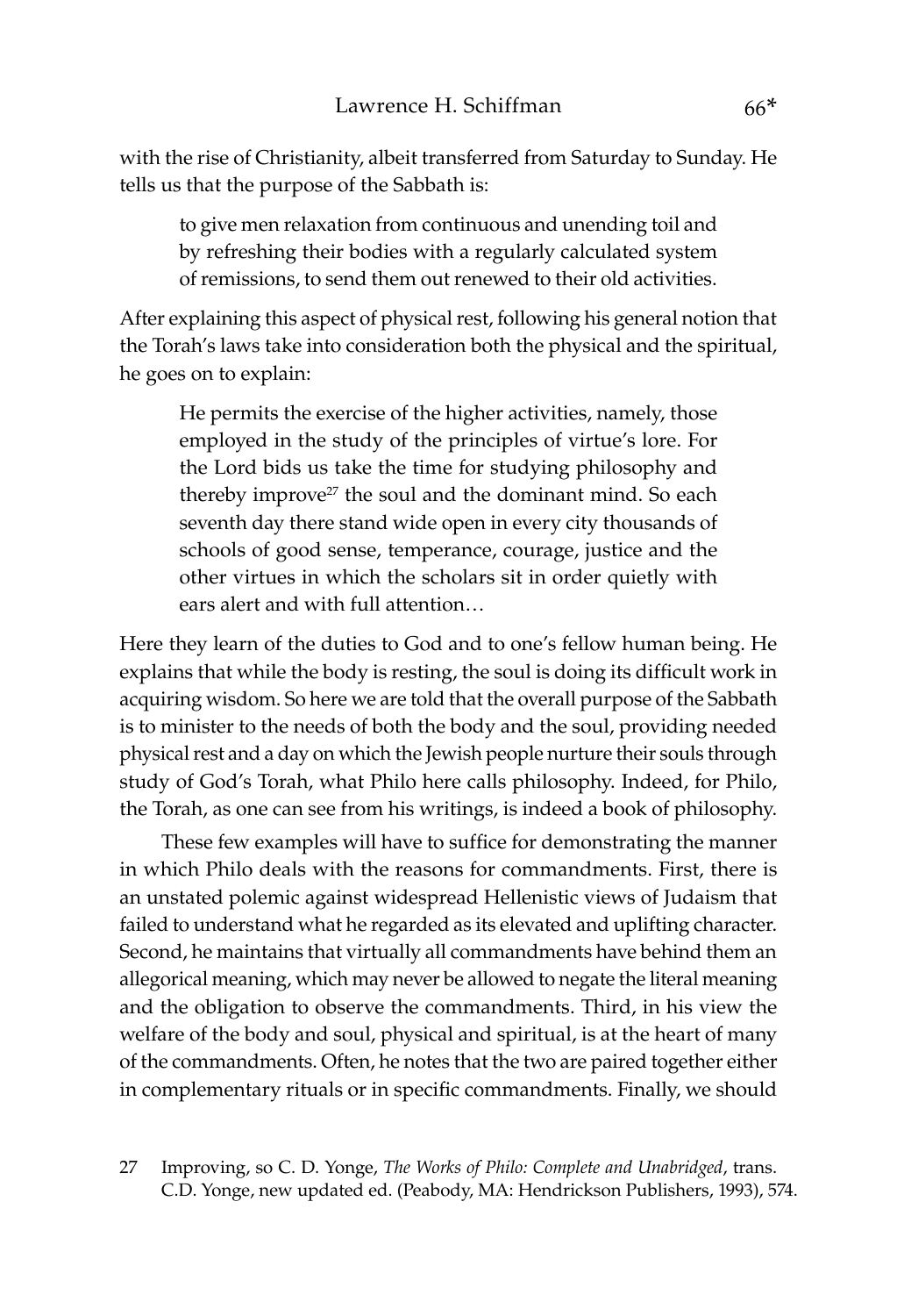with the rise of Christianity, albeit transferred from Saturday to Sunday. He tells us that the purpose of the Sabbath is:

> to give men relaxation from continuous and unending toil and by refreshing their bodies with a regularly calculated system of remissions, to send them out renewed to their old activities.

After explaining this aspect of physical rest, following his general notion that the Torah's laws take into consideration both the physical and the spiritual, he goes on to explain:

> He permits the exercise of the higher activities, namely, those employed in the study of the principles of virtue's lore. For the Lord bids us take the time for studying philosophy and thereby improve[27] the soul and the dominant mind. So each seventh day there stand wide open in every city thousands of schools of good sense, temperance, courage, justice and the other virtues in which the scholars sit in order quietly with ears alert and with full attention…

Here they learn of the duties to God and to one's fellow human being. He explains that while the body is resting, the soul is doing its difficult work in acquiring wisdom. So here we are told that the overall purpose of the Sabbath is to minister to the needs of both the body and the soul, providing needed physical rest and a day on which the Jewish people nurture their souls through study of God's Torah, what Philo here calls philosophy. Indeed, for Philo, the Torah, as one can see from his writings, is indeed a book of philosophy.

These few examples will have to suffice for demonstrating the manner in which Philo deals with the reasons for commandments. First, there is an unstated polemic against widespread Hellenistic views of Judaism that failed to understand what he regarded as its elevated and uplifting character. Second, he maintains that virtually all commandments have behind them an allegorical meaning, which may never be allowed to negate the literal meaning and the obligation to observe the commandments. Third, in his view the welfare of the body and soul, physical and spiritual, is at the heart of many of the commandments. Often, he notes that the two are paired together either in complementary rituals or in specific commandments. Finally, we should

27 Improving, so C. D. Yonge, *The Works of Philo: Complete and Unabridged*, trans. C.D. Yonge, new updated ed. (Peabody, MA: Hendrickson Publishers, 1993), 574.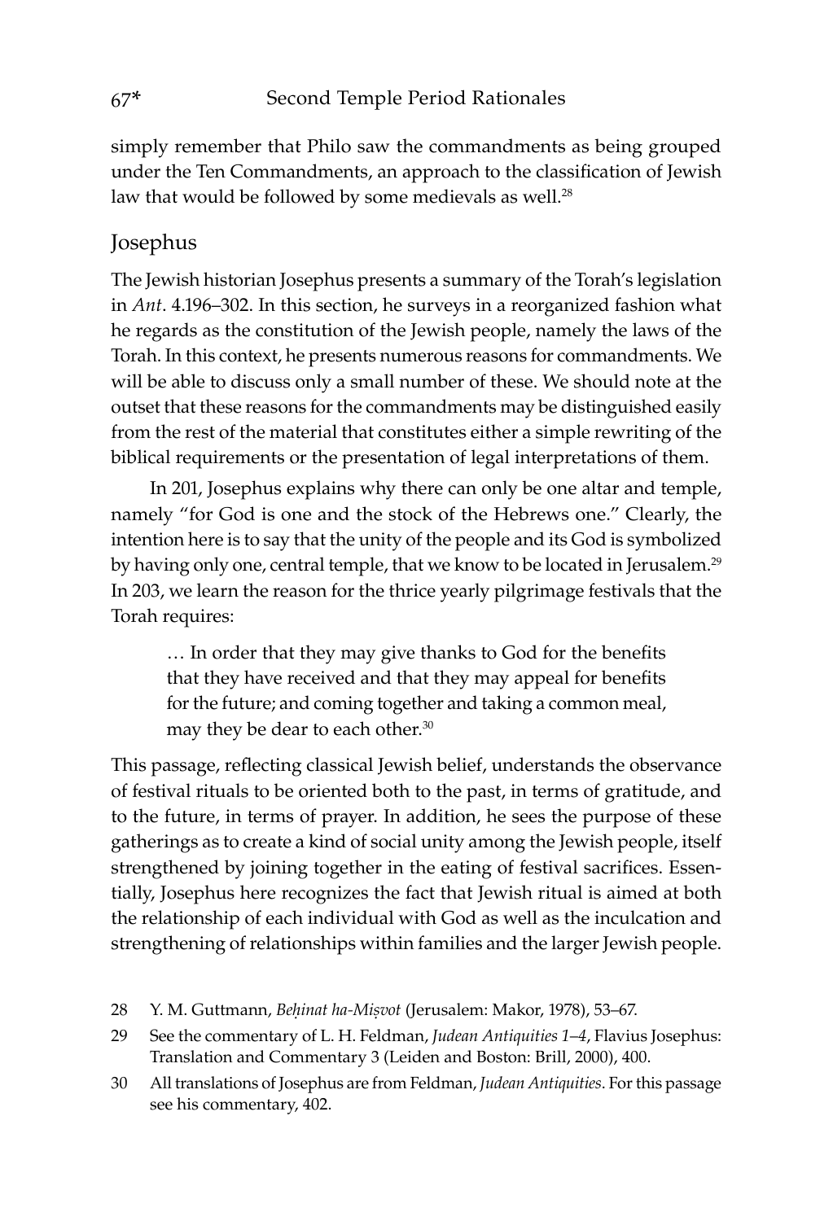simply remember that Philo saw the commandments as being grouped under the Ten Commandments, an approach to the classification of Jewish law that would be followed by some medievals as well.[28]

## Josephus

The Jewish historian Josephus presents a summary of the Torah's legislation in *Ant*. 4.196–302. In this section, he surveys in a reorganized fashion what he regards as the constitution of the Jewish people, namely the laws of the Torah. In this context, he presents numerous reasons for commandments. We will be able to discuss only a small number of these. We should note at the outset that these reasons for the commandments may be distinguished easily from the rest of the material that constitutes either a simple rewriting of the biblical requirements or the presentation of legal interpretations of them.

In 201, Josephus explains why there can only be one altar and temple, namely "for God is one and the stock of the Hebrews one." Clearly, the intention here is to say that the unity of the people and its God is symbolized by having only one, central temple, that we know to be located in Jerusalem.[29] In 203, we learn the reason for the thrice yearly pilgrimage festivals that the Torah requires:

> … In order that they may give thanks to God for the benefits that they have received and that they may appeal for benefits for the future; and coming together and taking a common meal, may they be dear to each other.[30]

This passage, reflecting classical Jewish belief, understands the observance of festival rituals to be oriented both to the past, in terms of gratitude, and to the future, in terms of prayer. In addition, he sees the purpose of these gatherings as to create a kind of social unity among the Jewish people, itself strengthened by joining together in the eating of festival sacrifices. Essentially, Josephus here recognizes the fact that Jewish ritual is aimed at both the relationship of each individual with God as well as the inculcation and strengthening of relationships within families and the larger Jewish people.

28 Y. M. Guttmann, *Beḥinat ha-Miṣvot* (Jerusalem: Makor, 1978), 53–67.

29 See the commentary of L. H. Feldman, *Judean Antiquities 1–4*, Flavius Josephus: Translation and Commentary 3 (Leiden and Boston: Brill, 2000), 400.

30 All translations of Josephus are from Feldman, *Judean Antiquities*. For this passage see his commentary, 402.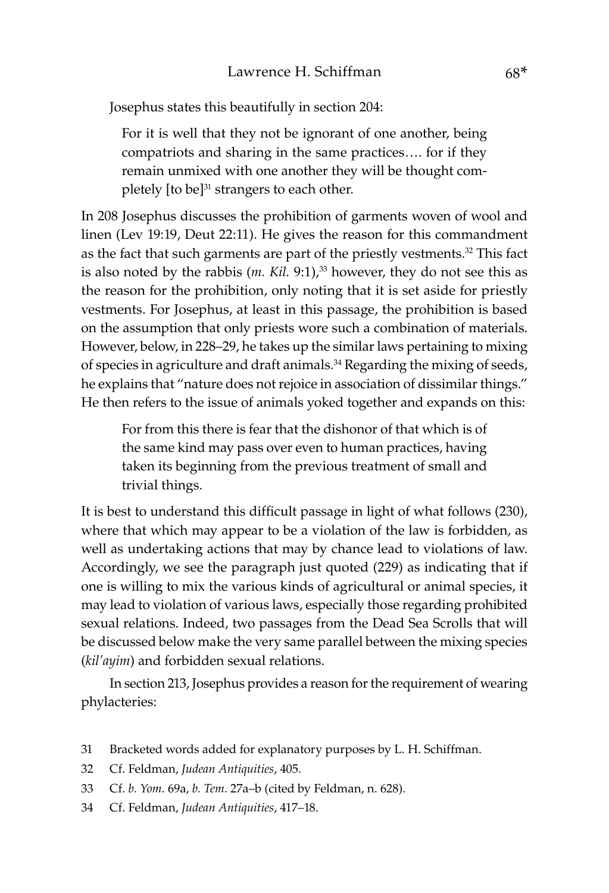Josephus states this beautifully in section 204:

> For it is well that they not be ignorant of one another, being compatriots and sharing in the same practices…. for if they remain unmixed with one another they will be thought completely [to be][31] strangers to each other.

In 208 Josephus discusses the prohibition of garments woven of wool and linen (Lev 19:19, Deut 22:11). He gives the reason for this commandment as the fact that such garments are part of the priestly vestments.[32] This fact is also noted by the rabbis (*m. Kil.* 9:1),[33] however, they do not see this as the reason for the prohibition, only noting that it is set aside for priestly vestments. For Josephus, at least in this passage, the prohibition is based on the assumption that only priests wore such a combination of materials. However, below, in 228–29, he takes up the similar laws pertaining to mixing of species in agriculture and draft animals.[34] Regarding the mixing of seeds, he explains that "nature does not rejoice in association of dissimilar things." He then refers to the issue of animals yoked together and expands on this:

> For from this there is fear that the dishonor of that which is of the same kind may pass over even to human practices, having taken its beginning from the previous treatment of small and trivial things.

It is best to understand this difficult passage in light of what follows (230), where that which may appear to be a violation of the law is forbidden, as well as undertaking actions that may by chance lead to violations of law. Accordingly, we see the paragraph just quoted (229) as indicating that if one is willing to mix the various kinds of agricultural or animal species, it may lead to violation of various laws, especially those regarding prohibited sexual relations. Indeed, two passages from the Dead Sea Scrolls that will be discussed below make the very same parallel between the mixing species (*kil'ayim*) and forbidden sexual relations.

In section 213, Josephus provides a reason for the requirement of wearing phylacteries:

31 Bracketed words added for explanatory purposes by L. H. Schiffman.

32 Cf. Feldman, *Judean Antiquities*, 405.

33 Cf. *b. Yom*. 69a, *b. Tem*. 27a–b (cited by Feldman, n. 628).

34 Cf. Feldman, *Judean Antiquities*, 417–18.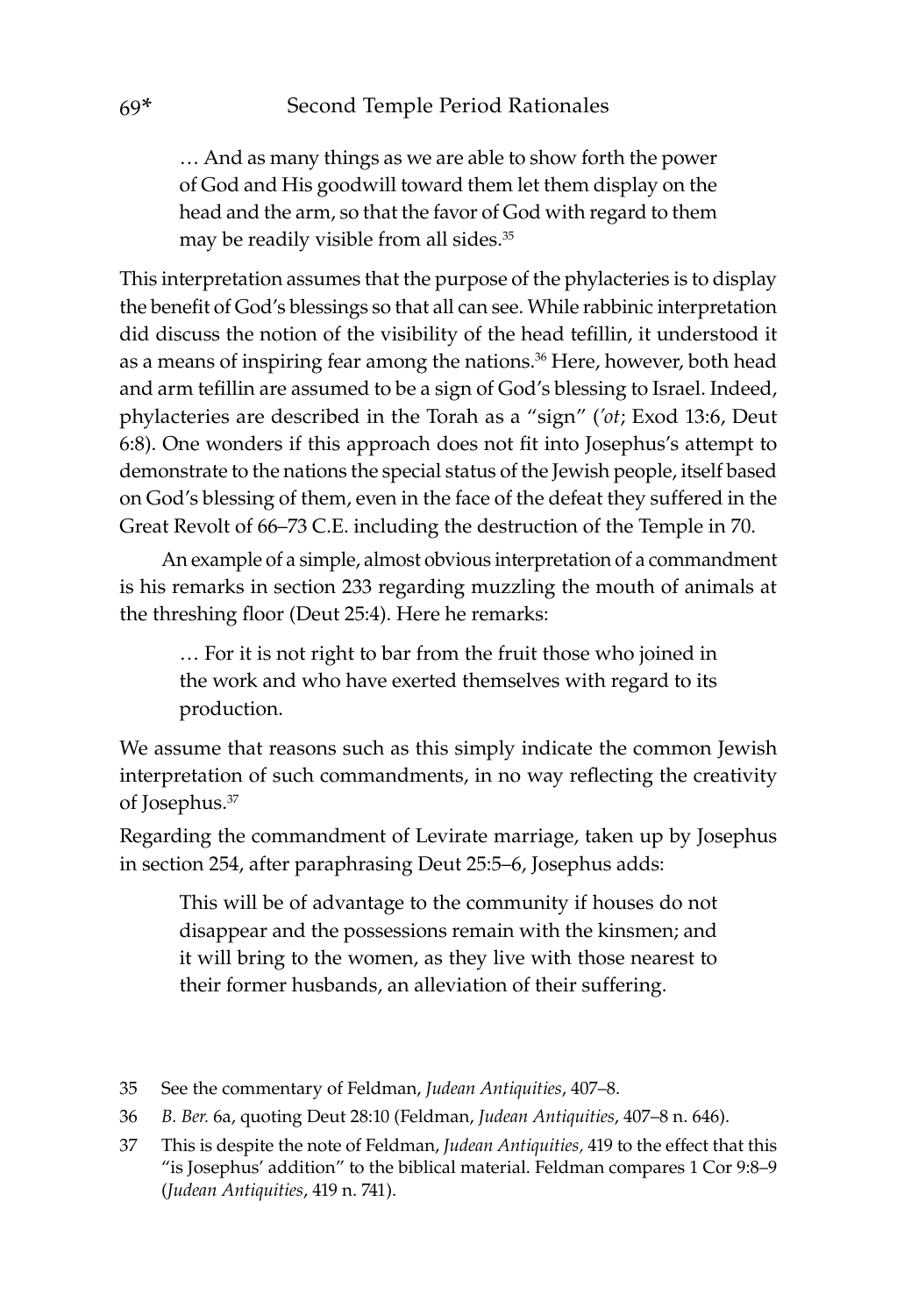> … And as many things as we are able to show forth the power of God and His goodwill toward them let them display on the head and the arm, so that the favor of God with regard to them may be readily visible from all sides.[35]

This interpretation assumes that the purpose of the phylacteries is to display the benefit of God's blessings so that all can see. While rabbinic interpretation did discuss the notion of the visibility of the head tefillin, it understood it as a means of inspiring fear among the nations.[36] Here, however, both head and arm tefillin are assumed to be a sign of God's blessing to Israel. Indeed, phylacteries are described in the Torah as a "sign" (*'ot*; Exod 13:6, Deut 6:8). One wonders if this approach does not fit into Josephus's attempt to demonstrate to the nations the special status of the Jewish people, itself based on God's blessing of them, even in the face of the defeat they suffered in the Great Revolt of 66–73 C.E. including the destruction of the Temple in 70.

An example of a simple, almost obvious interpretation of a commandment is his remarks in section 233 regarding muzzling the mouth of animals at the threshing floor (Deut 25:4). Here he remarks:

> … For it is not right to bar from the fruit those who joined in the work and who have exerted themselves with regard to its production.

We assume that reasons such as this simply indicate the common Jewish interpretation of such commandments, in no way reflecting the creativity of Josephus.[37]

Regarding the commandment of Levirate marriage, taken up by Josephus in section 254, after paraphrasing Deut 25:5–6, Josephus adds:

> This will be of advantage to the community if houses do not disappear and the possessions remain with the kinsmen; and it will bring to the women, as they live with those nearest to their former husbands, an alleviation of their suffering.

35 See the commentary of Feldman, *Judean Antiquities*, 407–8.

36 *B. Ber.* 6a, quoting Deut 28:10 (Feldman, *Judean Antiquities*, 407–8 n. 646).

37 This is despite the note of Feldman, *Judean Antiquities,* 419 to the effect that this "is Josephus' addition" to the biblical material. Feldman compares 1 Cor 9:8–9 (*Judean Antiquities*, 419 n. 741).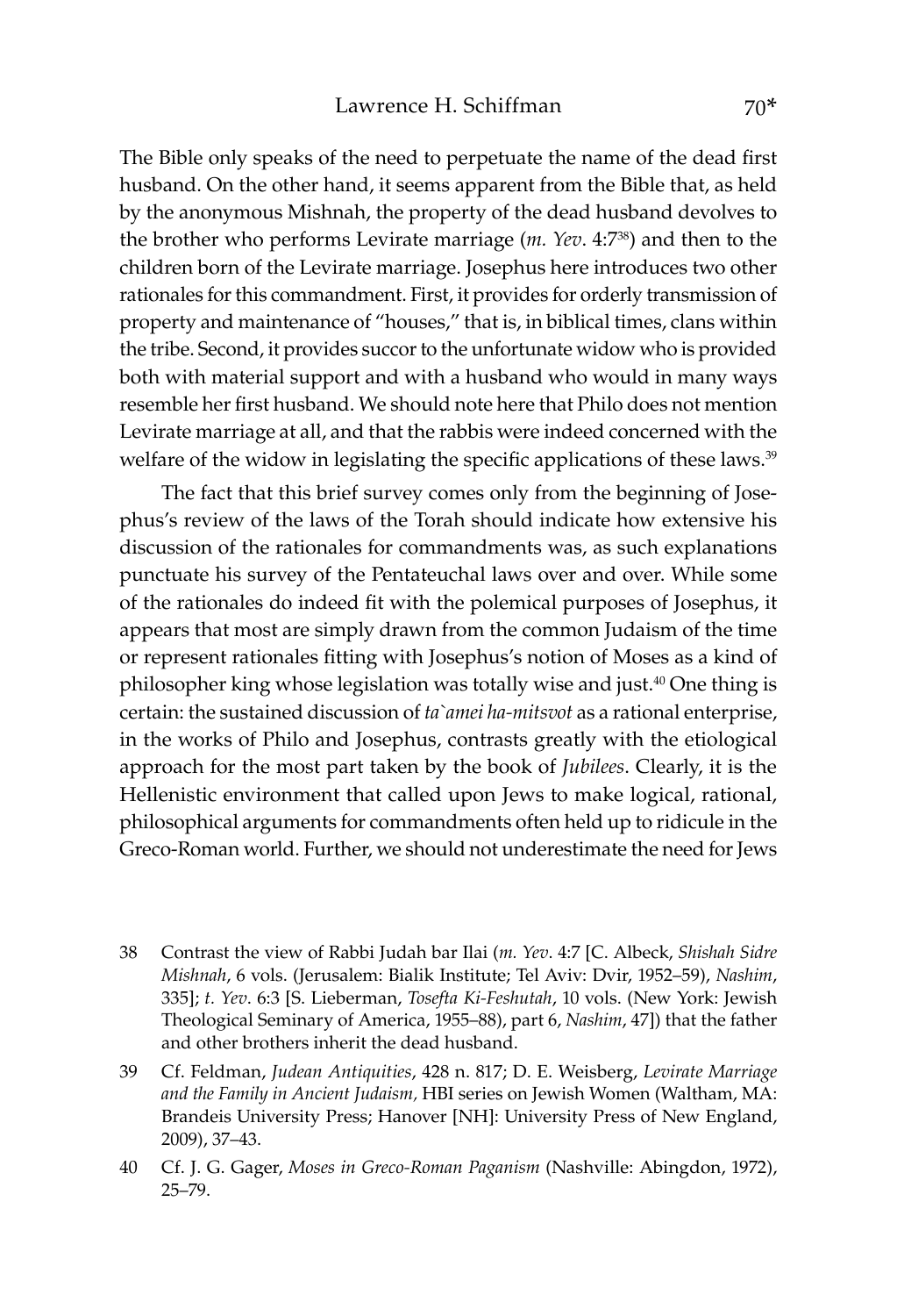The Bible only speaks of the need to perpetuate the name of the dead first husband. On the other hand, it seems apparent from the Bible that, as held by the anonymous Mishnah, the property of the dead husband devolves to the brother who performs Levirate marriage (*m. Yev*. 4:7[38]) and then to the children born of the Levirate marriage. Josephus here introduces two other rationales for this commandment. First, it provides for orderly transmission of property and maintenance of "houses," that is, in biblical times, clans within the tribe. Second, it provides succor to the unfortunate widow who is provided both with material support and with a husband who would in many ways resemble her first husband. We should note here that Philo does not mention Levirate marriage at all, and that the rabbis were indeed concerned with the welfare of the widow in legislating the specific applications of these laws.[39]

The fact that this brief survey comes only from the beginning of Josephus's review of the laws of the Torah should indicate how extensive his discussion of the rationales for commandments was, as such explanations punctuate his survey of the Pentateuchal laws over and over. While some of the rationales do indeed fit with the polemical purposes of Josephus, it appears that most are simply drawn from the common Judaism of the time or represent rationales fitting with Josephus's notion of Moses as a kind of philosopher king whose legislation was totally wise and just.[40] One thing is certain: the sustained discussion of *ta`amei ha-mitsvot* as a rational enterprise, in the works of Philo and Josephus, contrasts greatly with the etiological approach for the most part taken by the book of *Jubilees*. Clearly, it is the Hellenistic environment that called upon Jews to make logical, rational, philosophical arguments for commandments often held up to ridicule in the Greco-Roman world. Further, we should not underestimate the need for Jews

38 Contrast the view of Rabbi Judah bar Ilai (*m. Yev*. 4:7 [C. Albeck, *Shishah Sidre Mishnah*, 6 vols. (Jerusalem: Bialik Institute; Tel Aviv: Dvir, 1952–59), *Nashim*, 335]; *t. Yev*. 6:3 [S. Lieberman, *Tosefta Ki-Feshutah*, 10 vols. (New York: Jewish Theological Seminary of America, 1955–88), part 6, *Nashim*, 47]) that the father and other brothers inherit the dead husband.

39 Cf. Feldman, *Judean Antiquities*, 428 n. 817; D. E. Weisberg, *Levirate Marriage and the Family in Ancient Judaism,* HBI series on Jewish Women (Waltham, MA: Brandeis University Press; Hanover [NH]: University Press of New England, 2009), 37–43.

40 Cf. J. G. Gager, *Moses in Greco-Roman Paganism* (Nashville: Abingdon, 1972), 25–79.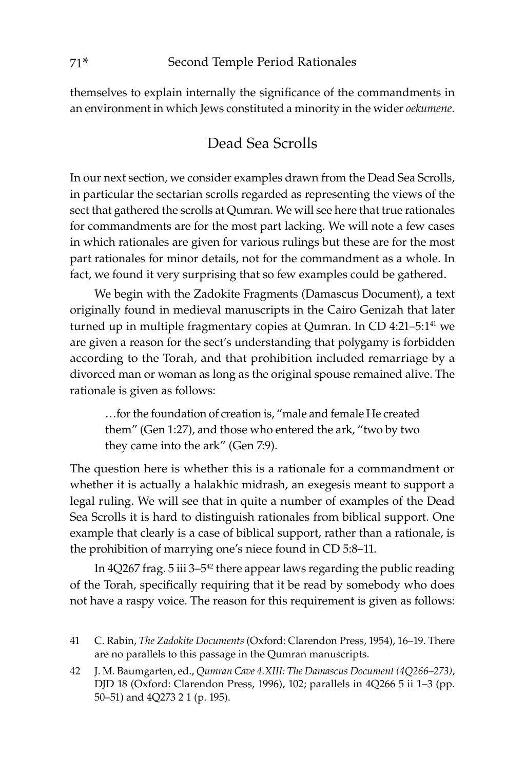themselves to explain internally the significance of the commandments in an environment in which Jews constituted a minority in the wider *oekumene*.

## Dead Sea Scrolls

In our next section, we consider examples drawn from the Dead Sea Scrolls, in particular the sectarian scrolls regarded as representing the views of the sect that gathered the scrolls at Qumran. We will see here that true rationales for commandments are for the most part lacking. We will note a few cases in which rationales are given for various rulings but these are for the most part rationales for minor details, not for the commandment as a whole. In fact, we found it very surprising that so few examples could be gathered.

We begin with the Zadokite Fragments (Damascus Document), a text originally found in medieval manuscripts in the Cairo Genizah that later turned up in multiple fragmentary copies at Qumran. In CD 4:21–5:1[41] we are given a reason for the sect's understanding that polygamy is forbidden according to the Torah, and that prohibition included remarriage by a divorced man or woman as long as the original spouse remained alive. The rationale is given as follows:

> …for the foundation of creation is, "male and female He created them" (Gen 1:27), and those who entered the ark, "two by two they came into the ark" (Gen 7:9).

The question here is whether this is a rationale for a commandment or whether it is actually a halakhic midrash, an exegesis meant to support a legal ruling. We will see that in quite a number of examples of the Dead Sea Scrolls it is hard to distinguish rationales from biblical support. One example that clearly is a case of biblical support, rather than a rationale, is the prohibition of marrying one's niece found in CD 5:8–11.

In 4Q267 frag. 5 iii 3–5[42] there appear laws regarding the public reading of the Torah, specifically requiring that it be read by somebody who does not have a raspy voice. The reason for this requirement is given as follows:

41 C. Rabin, *The Zadokite Documents* (Oxford: Clarendon Press, 1954), 16–19. There are no parallels to this passage in the Qumran manuscripts.

42 J. M. Baumgarten, ed., *Qumran Cave 4.XIII: The Damascus Document (4Q266–273)*, DJD 18 (Oxford: Clarendon Press, 1996), 102; parallels in 4Q266 5 ii 1–3 (pp. 50–51) and 4Q273 2 1 (p. 195).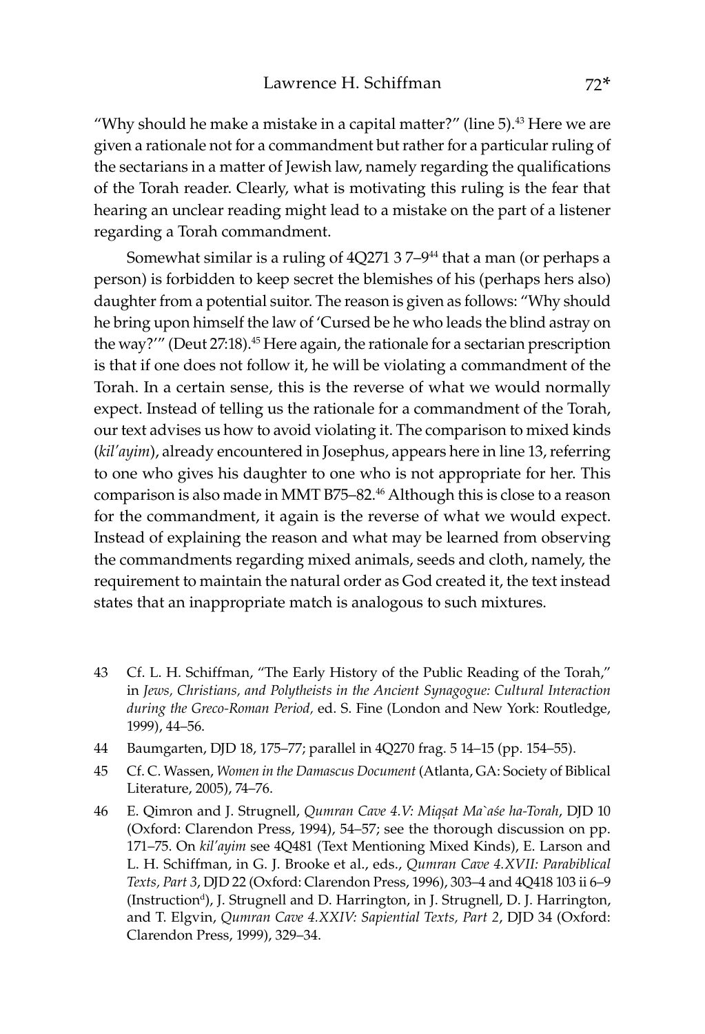"Why should he make a mistake in a capital matter?" (line 5).[43] Here we are given a rationale not for a commandment but rather for a particular ruling of the sectarians in a matter of Jewish law, namely regarding the qualifications of the Torah reader. Clearly, what is motivating this ruling is the fear that hearing an unclear reading might lead to a mistake on the part of a listener regarding a Torah commandment.

Somewhat similar is a ruling of 4Q271 3 7–9[44] that a man (or perhaps a person) is forbidden to keep secret the blemishes of his (perhaps hers also) daughter from a potential suitor. The reason is given as follows: "Why should he bring upon himself the law of 'Cursed be he who leads the blind astray on the way?'" (Deut 27:18).[45] Here again, the rationale for a sectarian prescription is that if one does not follow it, he will be violating a commandment of the Torah. In a certain sense, this is the reverse of what we would normally expect. Instead of telling us the rationale for a commandment of the Torah, our text advises us how to avoid violating it. The comparison to mixed kinds (*kil'ayim*), already encountered in Josephus, appears here in line 13, referring to one who gives his daughter to one who is not appropriate for her. This comparison is also made in MMT B75–82.[46] Although this is close to a reason for the commandment, it again is the reverse of what we would expect. Instead of explaining the reason and what may be learned from observing the commandments regarding mixed animals, seeds and cloth, namely, the requirement to maintain the natural order as God created it, the text instead states that an inappropriate match is analogous to such mixtures.

---

43 Cf. L. H. Schiffman, "The Early History of the Public Reading of the Torah," in *Jews, Christians, and Polytheists in the Ancient Synagogue: Cultural Interaction during the Greco-Roman Period,* ed. S. Fine (London and New York: Routledge, 1999), 44–56.

44 Baumgarten, DJD 18, 175–77; parallel in 4Q270 frag. 5 14–15 (pp. 154–55).

45 Cf. C. Wassen, *Women in the Damascus Document* (Atlanta, GA: Society of Biblical Literature, 2005), 74–76.

46 E. Qimron and J. Strugnell, *Qumran Cave 4.V: Miqṣat Ma`aśe ha-Torah*, DJD 10 (Oxford: Clarendon Press, 1994), 54–57; see the thorough discussion on pp. 171–75. On *kil'ayim* see 4Q481 (Text Mentioning Mixed Kinds), E. Larson and L. H. Schiffman, in G. J. Brooke et al., eds., *Qumran Cave 4.XVII: Parabiblical Texts, Part 3*, DJD 22 (Oxford: Clarendon Press, 1996), 303–4 and 4Q418 103 ii 6–9 (Instruction[d]), J. Strugnell and D. Harrington, in J. Strugnell, D. J. Harrington, and T. Elgvin, *Qumran Cave 4.XXIV: Sapiential Texts, Part 2*, DJD 34 (Oxford: Clarendon Press, 1999), 329–34.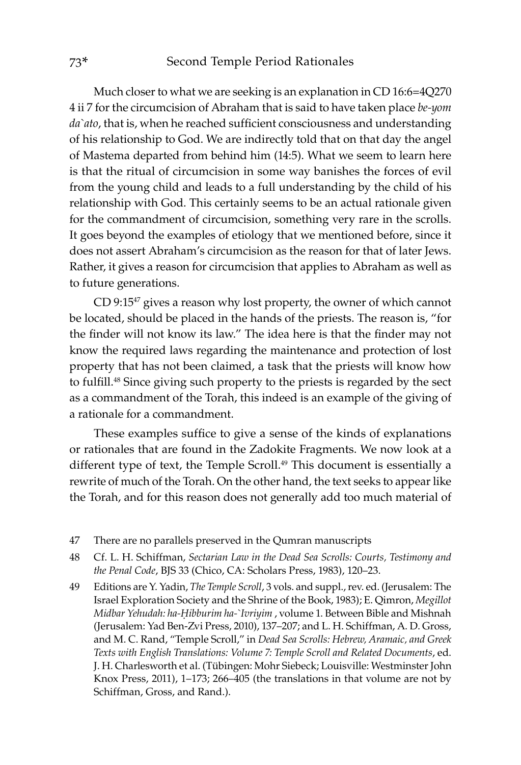Much closer to what we are seeking is an explanation in CD 16:6=4Q270 4 ii 7 for the circumcision of Abraham that is said to have taken place *be-yom da`ato*, that is, when he reached sufficient consciousness and understanding of his relationship to God. We are indirectly told that on that day the angel of Mastema departed from behind him (14:5). What we seem to learn here is that the ritual of circumcision in some way banishes the forces of evil from the young child and leads to a full understanding by the child of his relationship with God. This certainly seems to be an actual rationale given for the commandment of circumcision, something very rare in the scrolls. It goes beyond the examples of etiology that we mentioned before, since it does not assert Abraham's circumcision as the reason for that of later Jews. Rather, it gives a reason for circumcision that applies to Abraham as well as to future generations.

CD 9:15[47] gives a reason why lost property, the owner of which cannot be located, should be placed in the hands of the priests. The reason is, "for the finder will not know its law." The idea here is that the finder may not know the required laws regarding the maintenance and protection of lost property that has not been claimed, a task that the priests will know how to fulfill.[48] Since giving such property to the priests is regarded by the sect as a commandment of the Torah, this indeed is an example of the giving of a rationale for a commandment.

These examples suffice to give a sense of the kinds of explanations or rationales that are found in the Zadokite Fragments. We now look at a different type of text, the Temple Scroll.[49] This document is essentially a rewrite of much of the Torah. On the other hand, the text seeks to appear like the Torah, and for this reason does not generally add too much material of

47 There are no parallels preserved in the Qumran manuscripts

48 Cf. L. H. Schiffman, *Sectarian Law in the Dead Sea Scrolls: Courts, Testimony and the Penal Code*, BJS 33 (Chico, CA: Scholars Press, 1983), 120–23.

49 Editions are Y. Yadin, *The Temple Scroll*, 3 vols. and suppl., rev. ed. (Jerusalem: The Israel Exploration Society and the Shrine of the Book, 1983); E. Qimron, *Megillot Midbar Yehudah: ha-Ḥibburim ha-`Ivriyim* , volume 1. Between Bible and Mishnah (Jerusalem: Yad Ben-Zvi Press, 2010), 137–207; and L. H. Schiffman, A. D. Gross, and M. C. Rand, "Temple Scroll," in *Dead Sea Scrolls: Hebrew, Aramaic, and Greek Texts with English Translations: Volume 7: Temple Scroll and Related Documents*, ed. J. H. Charlesworth et al. (Tübingen: Mohr Siebeck; Louisville: Westminster John Knox Press, 2011), 1–173; 266–405 (the translations in that volume are not by Schiffman, Gross, and Rand.).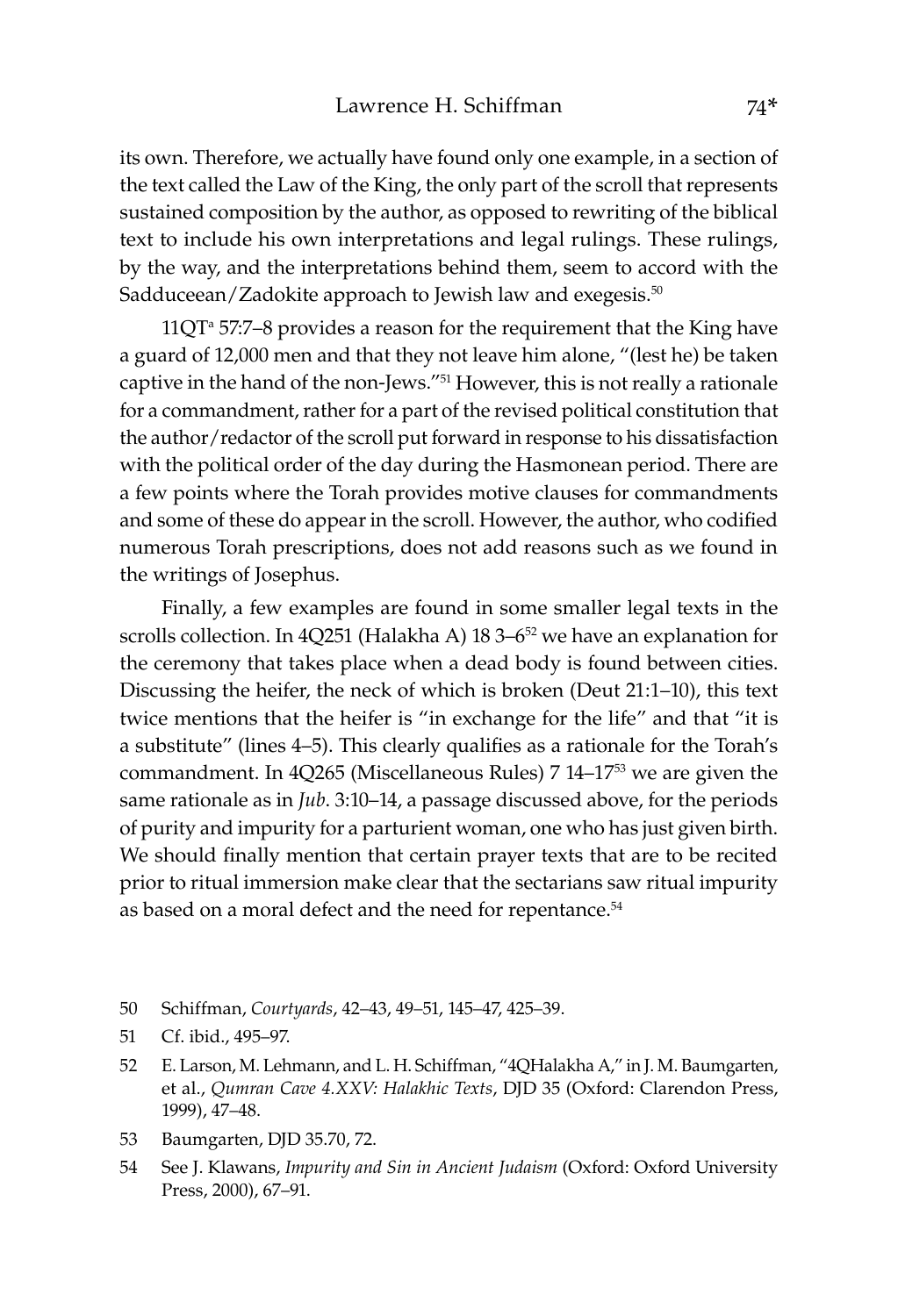its own. Therefore, we actually have found only one example, in a section of the text called the Law of the King, the only part of the scroll that represents sustained composition by the author, as opposed to rewriting of the biblical text to include his own interpretations and legal rulings. These rulings, by the way, and the interpretations behind them, seem to accord with the Sadduceean/Zadokite approach to Jewish law and exegesis.[50]

11QT[a] 57:7–8 provides a reason for the requirement that the King have a guard of 12,000 men and that they not leave him alone, "(lest he) be taken captive in the hand of the non-Jews."[51] However, this is not really a rationale for a commandment, rather for a part of the revised political constitution that the author/redactor of the scroll put forward in response to his dissatisfaction with the political order of the day during the Hasmonean period. There are a few points where the Torah provides motive clauses for commandments and some of these do appear in the scroll. However, the author, who codified numerous Torah prescriptions, does not add reasons such as we found in the writings of Josephus.

Finally, a few examples are found in some smaller legal texts in the scrolls collection. In 4Q251 (Halakha A) 18 3–6[52] we have an explanation for the ceremony that takes place when a dead body is found between cities. Discussing the heifer, the neck of which is broken (Deut 21:1–10), this text twice mentions that the heifer is "in exchange for the life" and that "it is a substitute" (lines 4–5). This clearly qualifies as a rationale for the Torah's commandment. In 4Q265 (Miscellaneous Rules) 7 14–17[53] we are given the same rationale as in *Jub*. 3:10–14, a passage discussed above, for the periods of purity and impurity for a parturient woman, one who has just given birth. We should finally mention that certain prayer texts that are to be recited prior to ritual immersion make clear that the sectarians saw ritual impurity as based on a moral defect and the need for repentance.[54]

50 Schiffman, *Courtyards*, 42–43, 49–51, 145–47, 425–39.

51 Cf. ibid., 495–97.

52 E. Larson, M. Lehmann, and L. H. Schiffman, "4QHalakha A," in J. M. Baumgarten, et al., *Qumran Cave 4.XXV: Halakhic Texts*, DJD 35 (Oxford: Clarendon Press, 1999), 47–48.

53 Baumgarten, DJD 35.70, 72.

54 See J. Klawans, *Impurity and Sin in Ancient Judaism* (Oxford: Oxford University Press, 2000), 67–91.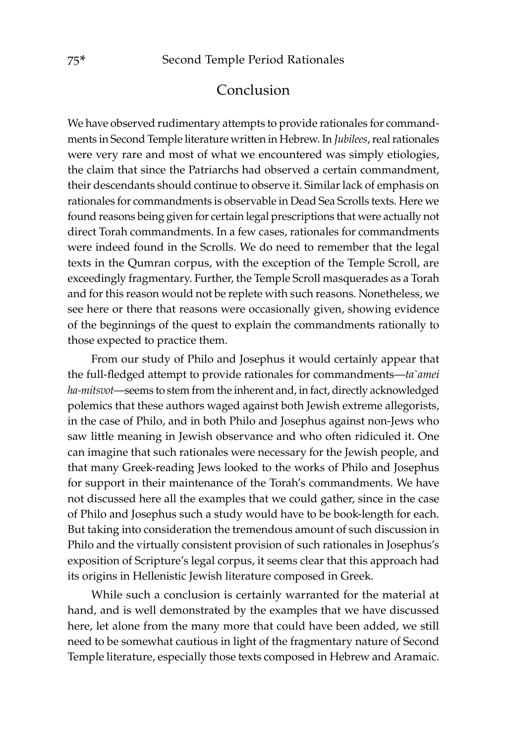## Conclusion

We have observed rudimentary attempts to provide rationales for commandments in Second Temple literature written in Hebrew. In *Jubilees*, real rationales were very rare and most of what we encountered was simply etiologies, the claim that since the Patriarchs had observed a certain commandment, their descendants should continue to observe it. Similar lack of emphasis on rationales for commandments is observable in Dead Sea Scrolls texts. Here we found reasons being given for certain legal prescriptions that were actually not direct Torah commandments. In a few cases, rationales for commandments were indeed found in the Scrolls. We do need to remember that the legal texts in the Qumran corpus, with the exception of the Temple Scroll, are exceedingly fragmentary. Further, the Temple Scroll masquerades as a Torah and for this reason would not be replete with such reasons. Nonetheless, we see here or there that reasons were occasionally given, showing evidence of the beginnings of the quest to explain the commandments rationally to those expected to practice them.

From our study of Philo and Josephus it would certainly appear that the full-fledged attempt to provide rationales for commandments—*ta`amei ha-mitsvot*—seems to stem from the inherent and, in fact, directly acknowledged polemics that these authors waged against both Jewish extreme allegorists, in the case of Philo, and in both Philo and Josephus against non-Jews who saw little meaning in Jewish observance and who often ridiculed it. One can imagine that such rationales were necessary for the Jewish people, and that many Greek-reading Jews looked to the works of Philo and Josephus for support in their maintenance of the Torah's commandments. We have not discussed here all the examples that we could gather, since in the case of Philo and Josephus such a study would have to be book-length for each. But taking into consideration the tremendous amount of such discussion in Philo and the virtually consistent provision of such rationales in Josephus's exposition of Scripture's legal corpus, it seems clear that this approach had its origins in Hellenistic Jewish literature composed in Greek.

While such a conclusion is certainly warranted for the material at hand, and is well demonstrated by the examples that we have discussed here, let alone from the many more that could have been added, we still need to be somewhat cautious in light of the fragmentary nature of Second Temple literature, especially those texts composed in Hebrew and Aramaic.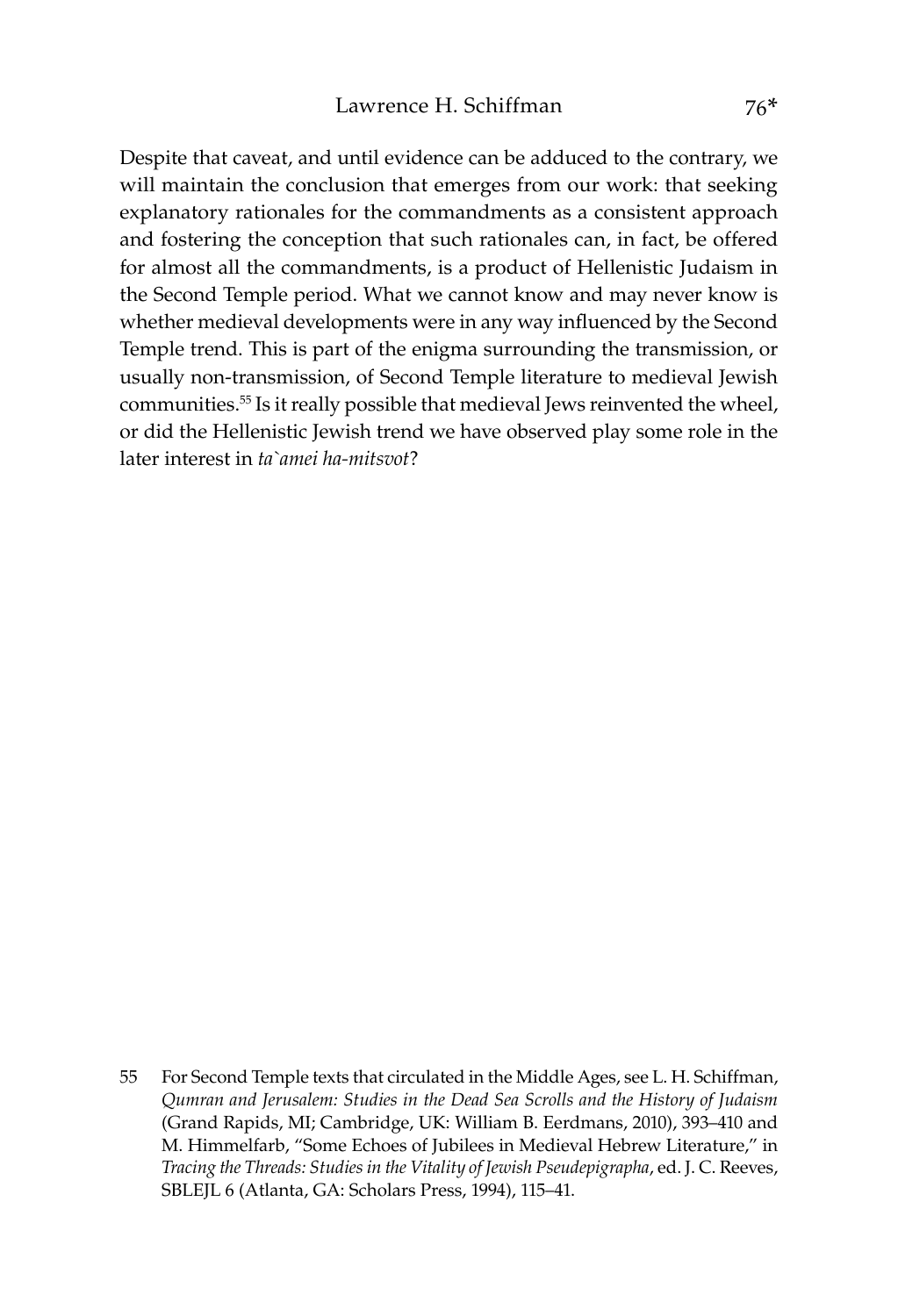Despite that caveat, and until evidence can be adduced to the contrary, we will maintain the conclusion that emerges from our work: that seeking explanatory rationales for the commandments as a consistent approach and fostering the conception that such rationales can, in fact, be offered for almost all the commandments, is a product of Hellenistic Judaism in the Second Temple period. What we cannot know and may never know is whether medieval developments were in any way influenced by the Second Temple trend. This is part of the enigma surrounding the transmission, or usually non-transmission, of Second Temple literature to medieval Jewish communities.[55] Is it really possible that medieval Jews reinvented the wheel, or did the Hellenistic Jewish trend we have observed play some role in the later interest in *ta`amei ha-mitsvot*?

55 For Second Temple texts that circulated in the Middle Ages, see L. H. Schiffman, *Qumran and Jerusalem: Studies in the Dead Sea Scrolls and the History of Judaism* (Grand Rapids, MI; Cambridge, UK: William B. Eerdmans, 2010), 393–410 and M. Himmelfarb, "Some Echoes of Jubilees in Medieval Hebrew Literature," in *Tracing the Threads: Studies in the Vitality of Jewish Pseudepigrapha*, ed. J. C. Reeves, SBLEJL 6 (Atlanta, GA: Scholars Press, 1994), 115–41.